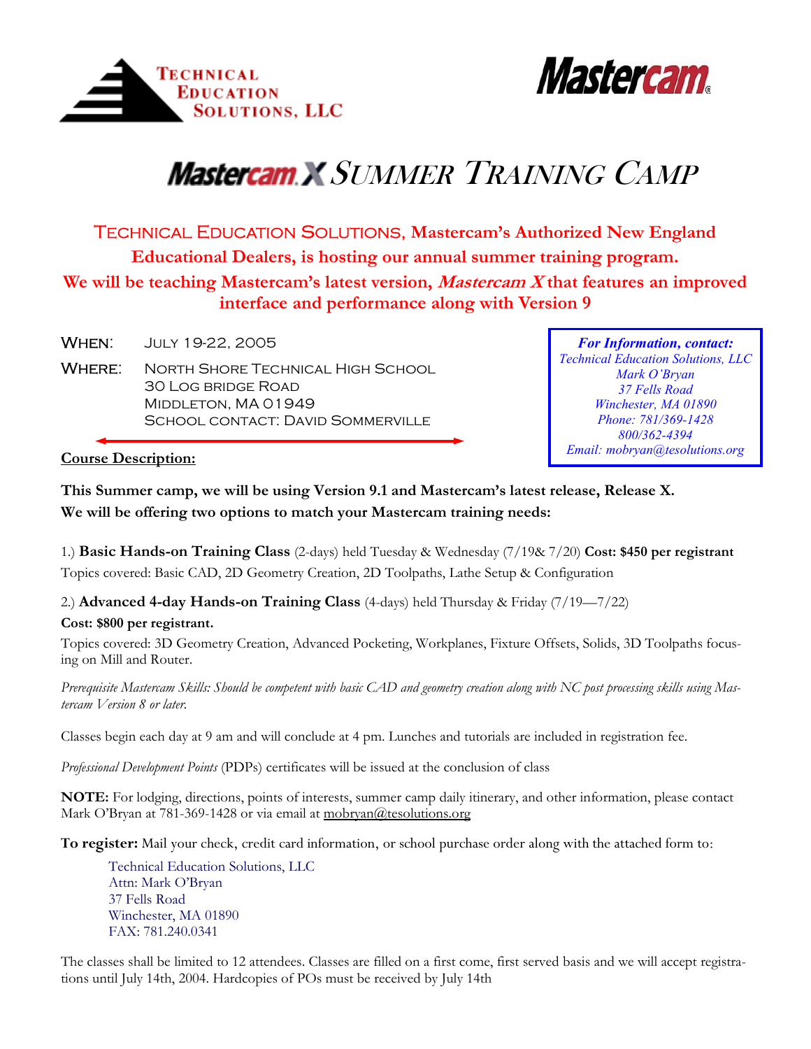Technical Education Solutions, LLC

Mastercam

# Mastercam X Summer Training Camp

**Technical Education Solutions, Mastercam's Authorized New England Educational Dealers, is hosting our annual summer training program. We will be teaching Mastercam's latest version, *Mastercam X* that features an improved interface and performance along with Version 9**

When: July 19-22, 2005

Where: North Shore Technical High School
30 Log bridge Road
Middleton, MA 01949
School contact: David Sommerville

*For Information, contact:*
*Technical Education Solutions, LLC*
*Mark O'Bryan*
*37 Fells Road*
*Winchester, MA 01890*
*Phone: 781/369-1428*
*800/362-4394*
*Email: mobryan@tesolutions.org*

**Course Description:**

**This Summer camp, we will be using Version 9.1 and Mastercam's latest release, Release X. We will be offering two options to match your Mastercam training needs:**

1.) **Basic Hands-on Training Class** (2-days) held Tuesday & Wednesday (7/19& 7/20) **Cost: $450 per registrant**
Topics covered: Basic CAD, 2D Geometry Creation, 2D Toolpaths, Lathe Setup & Configuration

2.) **Advanced 4-day Hands-on Training Class** (4-days) held Thursday & Friday (7/19—7/22)
**Cost: $800 per registrant.**
Topics covered: 3D Geometry Creation, Advanced Pocketing, Workplanes, Fixture Offsets, Solids, 3D Toolpaths focusing on Mill and Router.

*Prerequisite Mastercam Skills: Should be competent with basic CAD and geometry creation along with NC post processing skills using Mastercam Version 8 or later.*

Classes begin each day at 9 am and will conclude at 4 pm. Lunches and tutorials are included in registration fee.

*Professional Development Points* (PDPs) certificates will be issued at the conclusion of class

**NOTE:** For lodging, directions, points of interests, summer camp daily itinerary, and other information, please contact Mark O'Bryan at 781-369-1428 or via email at mobryan@tesolutions.org

**To register:** Mail your check, credit card information, or school purchase order along with the attached form to:

Technical Education Solutions, LLC
Attn: Mark O'Bryan
37 Fells Road
Winchester, MA 01890
FAX: 781.240.0341

The classes shall be limited to 12 attendees. Classes are filled on a first come, first served basis and we will accept registrations until July 14th, 2004. Hardcopies of POs must be received by July 14th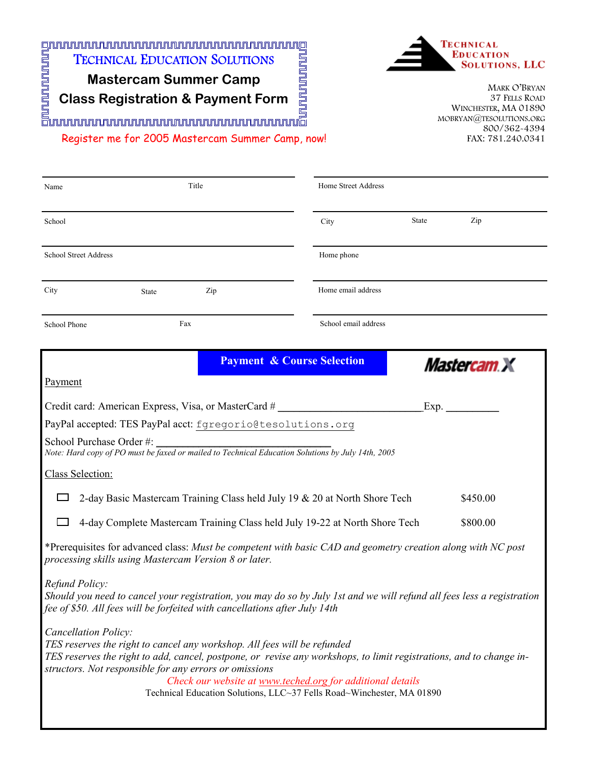# TECHNICAL EDUCATION SOLUTIONS

## Mastercam Summer Camp

## Class Registration & Payment Form

Register me for 2005 Mastercam Summer Camp, now!

TECHNICAL EDUCATION SOLUTIONS, LLC

MARK O'BRYAN
37 FELLS ROAD
WINCHESTER, MA 01890
MOBRYAN@TESOLUTIONS.ORG
800/362-4394
FAX: 781.240.0341

Name _______________ Title _______________

School _______________

School Street Address _______________

City _______________ State _______________ Zip _______________

School Phone _______________ Fax _______________

Home Street Address _______________

City _______________ State _______________ Zip _______________

Home phone _______________

Home email address _______________

School email address _______________

**Payment & Course Selection**

Mastercam X

Payment

Credit card: American Express, Visa, or MasterCard # ___________________________ Exp. __________

PayPal accepted: TES PayPal acct: fgregorio@tesolutions.org

School Purchase Order #: ________________________________

*Note: Hard copy of PO must be faxed or mailed to Technical Education Solutions by July 14th, 2005*

Class Selection:

☐ 2-day Basic Mastercam Training Class held July 19 & 20 at North Shore Tech $450.00

☐ 4-day Complete Mastercam Training Class held July 19-22 at North Shore Tech $800.00

*Prerequisites for advanced class: *Must be competent with basic CAD and geometry creation along with NC post processing skills using Mastercam Version 8 or later.*

*Refund Policy:*
*Should you need to cancel your registration, you may do so by July 1st and we will refund all fees less a registration fee of $50. All fees will be forfeited with cancellations after July 14th*

*Cancellation Policy:*
*TES reserves the right to cancel any workshop. All fees will be refunded*
*TES reserves the right to add, cancel, postpone, or revise any workshops, to limit registrations, and to change instructors. Not responsible for any errors or omissions*

*Check our website at www.teched.org for additional details*

Technical Education Solutions, LLC~37 Fells Road~Winchester, MA 01890